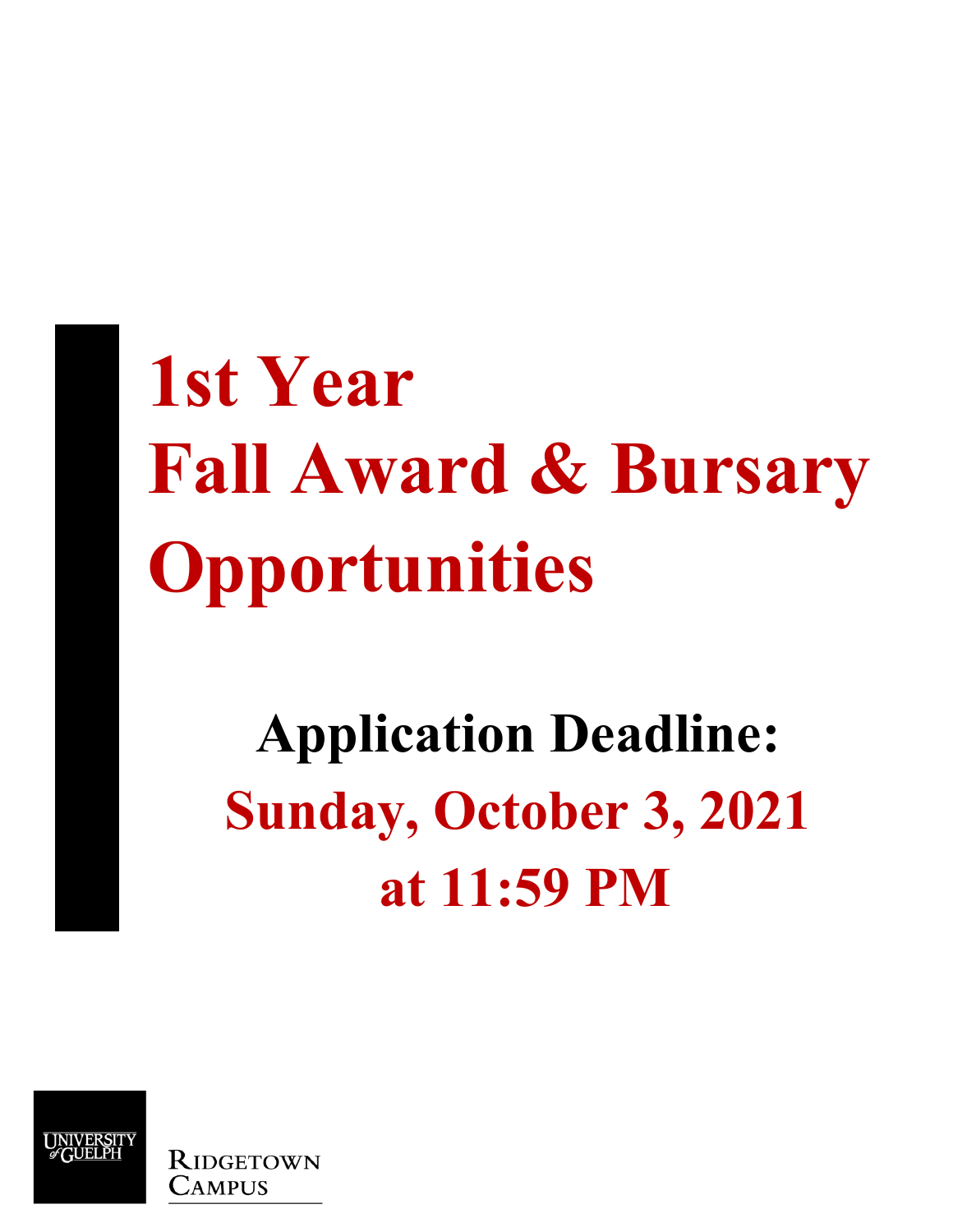# 1st Year Fall Award & Bursary Opportunities

## Application Deadline:

## Sunday, October 3, 2021 at 11:59 PM

University of Guelph

Ridgetown Campus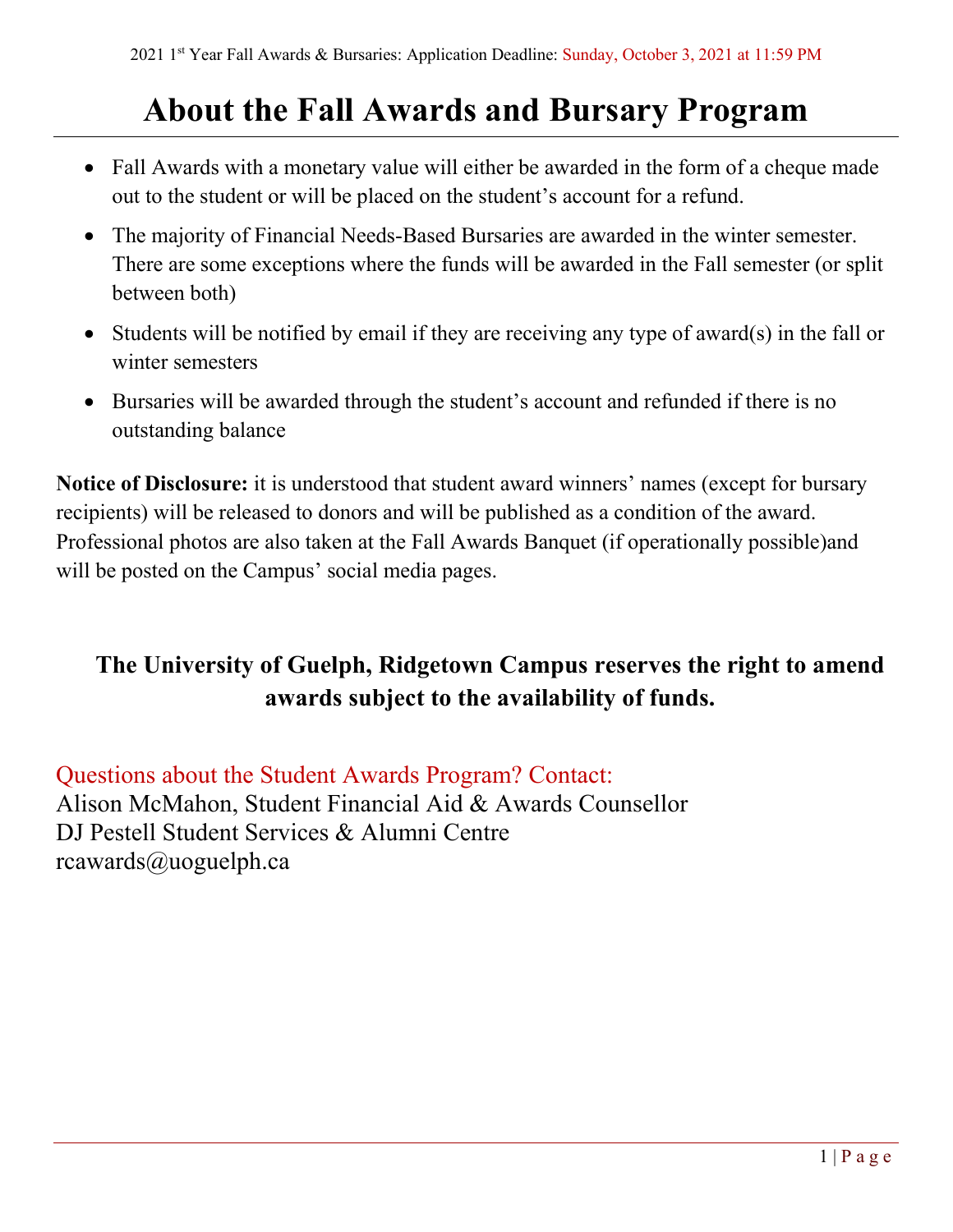# About the Fall Awards and Bursary Program

- Fall Awards with a monetary value will either be awarded in the form of a cheque made out to the student or will be placed on the student's account for a refund.
- The majority of Financial Needs-Based Bursaries are awarded in the winter semester. There are some exceptions where the funds will be awarded in the Fall semester (or split between both)
- Students will be notified by email if they are receiving any type of award(s) in the fall or winter semesters
- Bursaries will be awarded through the student's account and refunded if there is no outstanding balance

**Notice of Disclosure:** it is understood that student award winners' names (except for bursary recipients) will be released to donors and will be published as a condition of the award. Professional photos are also taken at the Fall Awards Banquet (if operationally possible)and will be posted on the Campus' social media pages.

**The University of Guelph, Ridgetown Campus reserves the right to amend awards subject to the availability of funds.**

Questions about the Student Awards Program? Contact:
Alison McMahon, Student Financial Aid & Awards Counsellor
DJ Pestell Student Services & Alumni Centre
rcawards@uoguelph.ca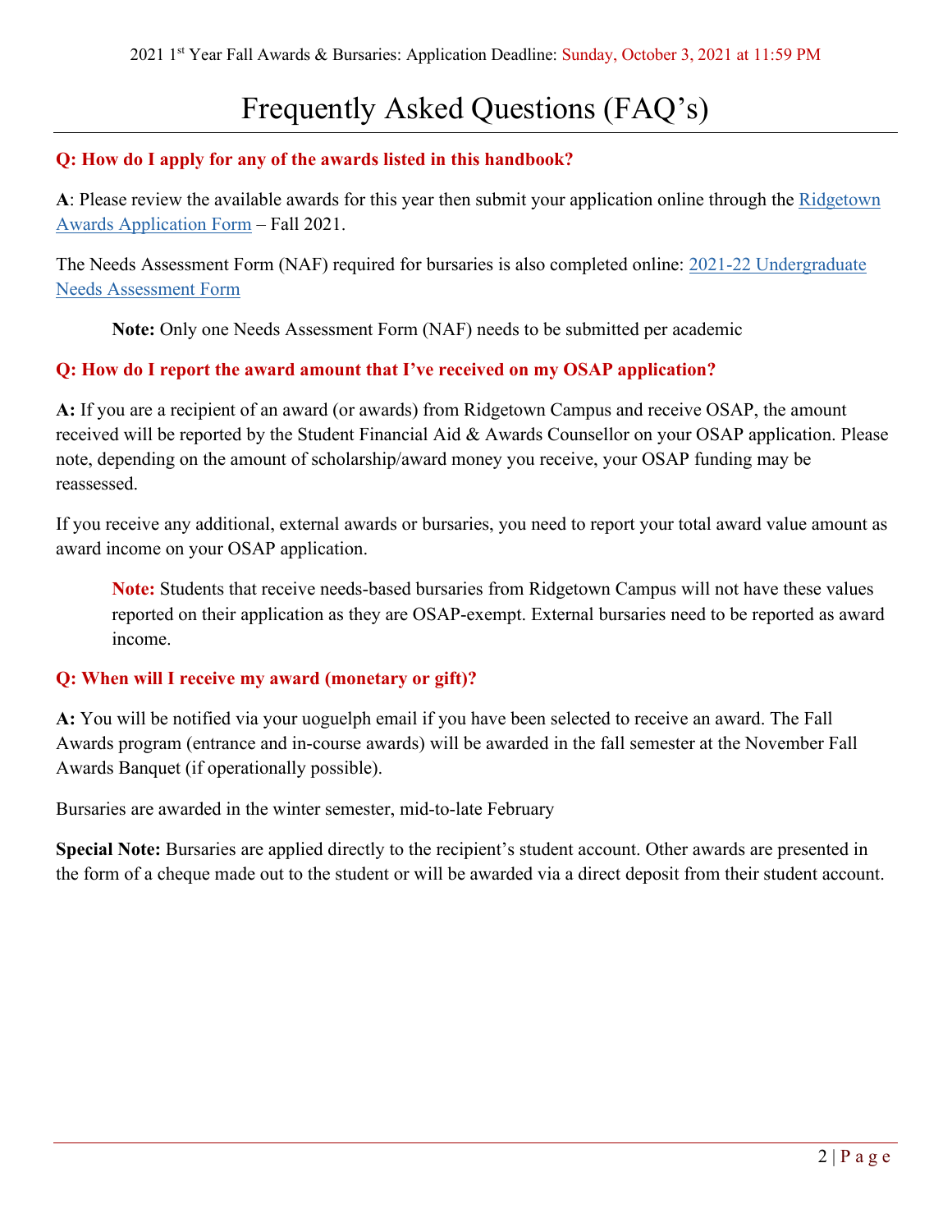# Frequently Asked Questions (FAQ's)

**Q: How do I apply for any of the awards listed in this handbook?**

**A**: Please review the available awards for this year then submit your application online through the Ridgetown Awards Application Form – Fall 2021.

The Needs Assessment Form (NAF) required for bursaries is also completed online: 2021-22 Undergraduate Needs Assessment Form

> **Note:** Only one Needs Assessment Form (NAF) needs to be submitted per academic

**Q: How do I report the award amount that I've received on my OSAP application?**

**A:** If you are a recipient of an award (or awards) from Ridgetown Campus and receive OSAP, the amount received will be reported by the Student Financial Aid & Awards Counsellor on your OSAP application. Please note, depending on the amount of scholarship/award money you receive, your OSAP funding may be reassessed.

If you receive any additional, external awards or bursaries, you need to report your total award value amount as award income on your OSAP application.

> **Note:** Students that receive needs-based bursaries from Ridgetown Campus will not have these values reported on their application as they are OSAP-exempt. External bursaries need to be reported as award income.

**Q: When will I receive my award (monetary or gift)?**

**A:** You will be notified via your uoguelph email if you have been selected to receive an award. The Fall Awards program (entrance and in-course awards) will be awarded in the fall semester at the November Fall Awards Banquet (if operationally possible).

Bursaries are awarded in the winter semester, mid-to-late February

**Special Note:** Bursaries are applied directly to the recipient's student account. Other awards are presented in the form of a cheque made out to the student or will be awarded via a direct deposit from their student account.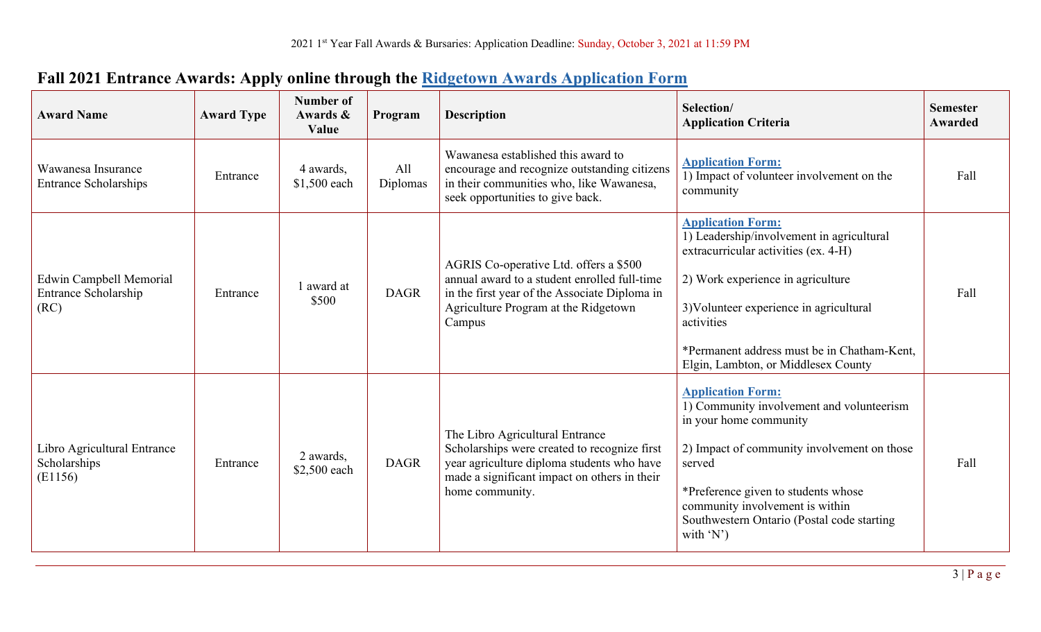2021 1st Year Fall Awards & Bursaries: Application Deadline: Sunday, October 3, 2021 at 11:59 PM

## Fall 2021 Entrance Awards: Apply online through the [Ridgetown Awards Application Form]

| Award Name | Award Type | Number of Awards & Value | Program | Description | Selection/ Application Criteria | Semester Awarded |
|---|---|---|---|---|---|---|
| Wawanesa Insurance Entrance Scholarships | Entrance | 4 awards, $1,500 each | All Diplomas | Wawanesa established this award to encourage and recognize outstanding citizens in their communities who, like Wawanesa, seek opportunities to give back. | **Application Form:**<br>1) Impact of volunteer involvement on the community | Fall |
| Edwin Campbell Memorial Entrance Scholarship (RC) | Entrance | 1 award at $500 | DAGR | AGRIS Co-operative Ltd. offers a $500 annual award to a student enrolled full-time in the first year of the Associate Diploma in Agriculture Program at the Ridgetown Campus | **Application Form:**<br>1) Leadership/involvement in agricultural extracurricular activities (ex. 4-H)<br><br>2) Work experience in agriculture<br><br>3)Volunteer experience in agricultural activities<br><br>*Permanent address must be in Chatham-Kent, Elgin, Lambton, or Middlesex County | Fall |
| Libro Agricultural Entrance Scholarships (E1156) | Entrance | 2 awards, $2,500 each | DAGR | The Libro Agricultural Entrance Scholarships were created to recognize first year agriculture diploma students who have made a significant impact on others in their home community. | **Application Form:**<br>1) Community involvement and volunteerism in your home community<br><br>2) Impact of community involvement on those served<br><br>*Preference given to students whose community involvement is within Southwestern Ontario (Postal code starting with 'N') | Fall |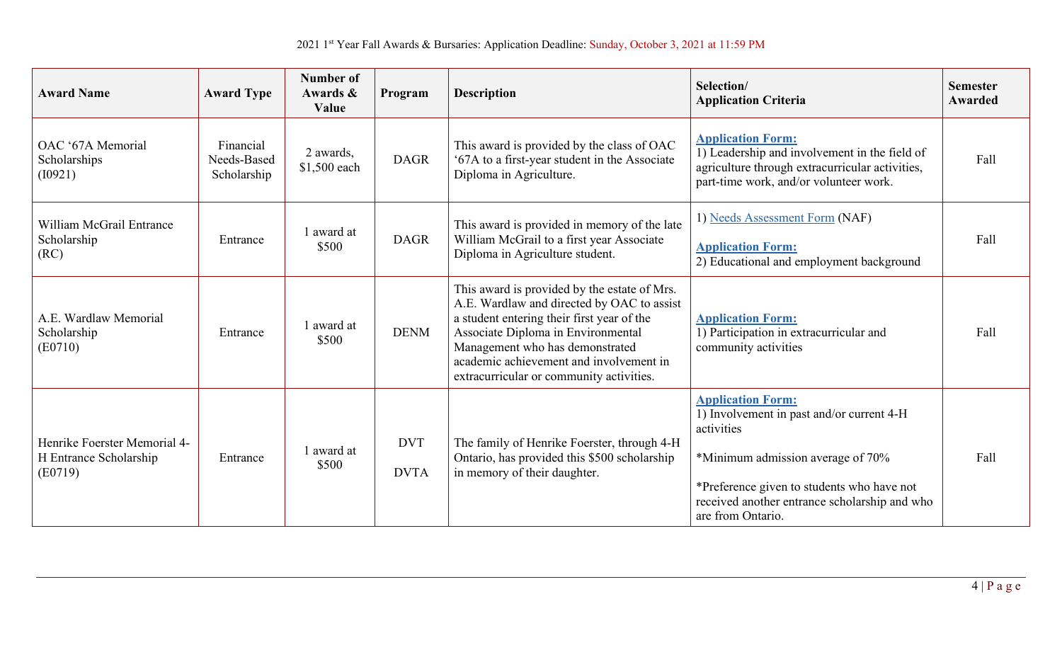2021 1st Year Fall Awards & Bursaries: Application Deadline: Sunday, October 3, 2021 at 11:59 PM

| Award Name | Award Type | Number of Awards & Value | Program | Description | Selection/ Application Criteria | Semester Awarded |
|---|---|---|---|---|---|---|
| OAC '67A Memorial Scholarships (I0921) | Financial Needs-Based Scholarship | 2 awards, $1,500 each | DAGR | This award is provided by the class of OAC '67A to a first-year student in the Associate Diploma in Agriculture. | **Application Form:** 1) Leadership and involvement in the field of agriculture through extracurricular activities, part-time work, and/or volunteer work. | Fall |
| William McGrail Entrance Scholarship (RC) | Entrance | 1 award at $500 | DAGR | This award is provided in memory of the late William McGrail to a first year Associate Diploma in Agriculture student. | 1) Needs Assessment Form (NAF) **Application Form:** 2) Educational and employment background | Fall |
| A.E. Wardlaw Memorial Scholarship (E0710) | Entrance | 1 award at $500 | DENM | This award is provided by the estate of Mrs. A.E. Wardlaw and directed by OAC to assist a student entering their first year of the Associate Diploma in Environmental Management who has demonstrated academic achievement and involvement in extracurricular or community activities. | **Application Form:** 1) Participation in extracurricular and community activities | Fall |
| Henrike Foerster Memorial 4-H Entrance Scholarship (E0719) | Entrance | 1 award at $500 | DVT DVTA | The family of Henrike Foerster, through 4-H Ontario, has provided this $500 scholarship in memory of their daughter. | **Application Form:** 1) Involvement in past and/or current 4-H activities *Minimum admission average of 70% *Preference given to students who have not received another entrance scholarship and who are from Ontario. | Fall |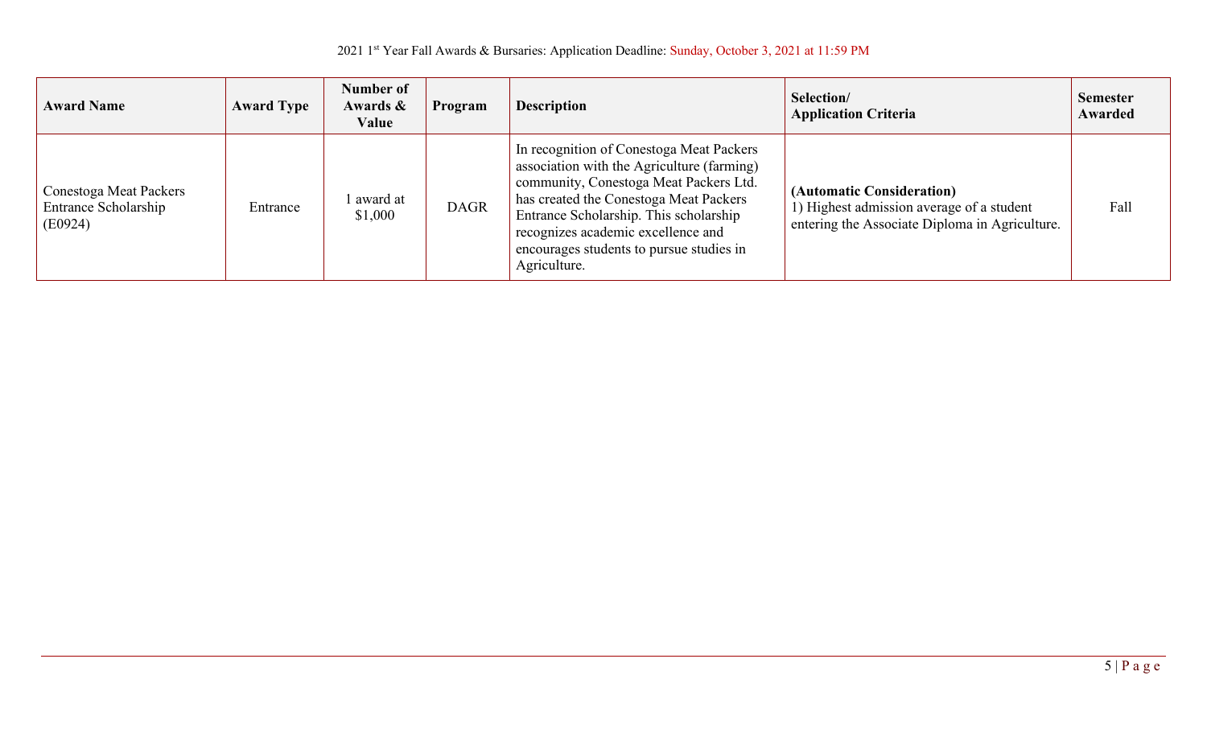2021 1st Year Fall Awards & Bursaries: Application Deadline: Sunday, October 3, 2021 at 11:59 PM

| Award Name | Award Type | Number of Awards & Value | Program | Description | Selection/ Application Criteria | Semester Awarded |
|---|---|---|---|---|---|---|
| Conestoga Meat Packers Entrance Scholarship (E0924) | Entrance | 1 award at $1,000 | DAGR | In recognition of Conestoga Meat Packers association with the Agriculture (farming) community, Conestoga Meat Packers Ltd. has created the Conestoga Meat Packers Entrance Scholarship. This scholarship recognizes academic excellence and encourages students to pursue studies in Agriculture. | **(Automatic Consideration)** 1) Highest admission average of a student entering the Associate Diploma in Agriculture. | Fall |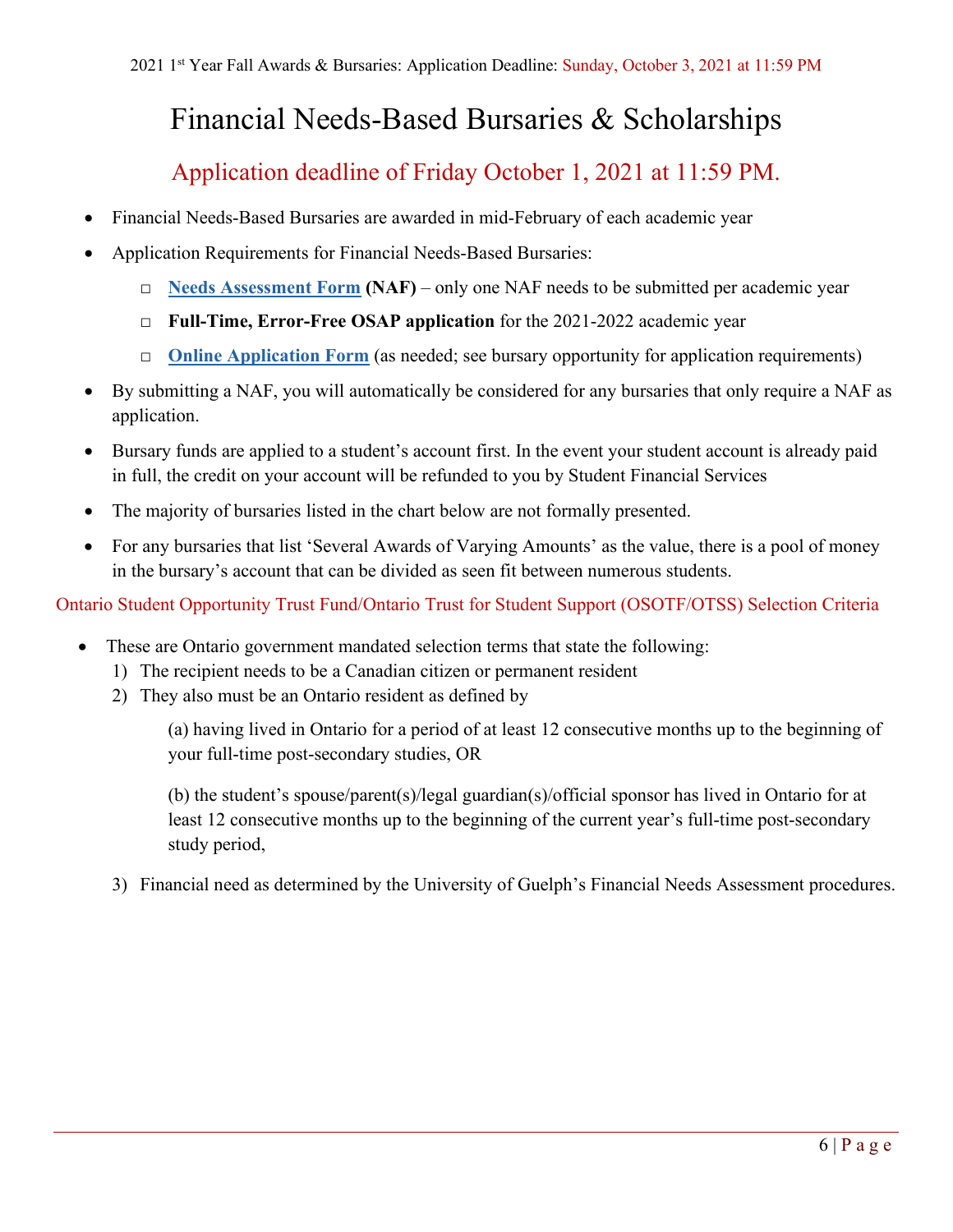# Financial Needs-Based Bursaries & Scholarships

## Application deadline of Friday October 1, 2021 at 11:59 PM.

- Financial Needs-Based Bursaries are awarded in mid-February of each academic year
- Application Requirements for Financial Needs-Based Bursaries:
  - □ **Needs Assessment Form (NAF)** – only one NAF needs to be submitted per academic year
  - □ **Full-Time, Error-Free OSAP application** for the 2021-2022 academic year
  - □ **Online Application Form** (as needed; see bursary opportunity for application requirements)
- By submitting a NAF, you will automatically be considered for any bursaries that only require a NAF as application.
- Bursary funds are applied to a student's account first. In the event your student account is already paid in full, the credit on your account will be refunded to you by Student Financial Services
- The majority of bursaries listed in the chart below are not formally presented.
- For any bursaries that list 'Several Awards of Varying Amounts' as the value, there is a pool of money in the bursary's account that can be divided as seen fit between numerous students.

Ontario Student Opportunity Trust Fund/Ontario Trust for Student Support (OSOTF/OTSS) Selection Criteria

- These are Ontario government mandated selection terms that state the following:
  1) The recipient needs to be a Canadian citizen or permanent resident
  2) They also must be an Ontario resident as defined by

     (a) having lived in Ontario for a period of at least 12 consecutive months up to the beginning of your full-time post-secondary studies, OR

     (b) the student's spouse/parent(s)/legal guardian(s)/official sponsor has lived in Ontario for at least 12 consecutive months up to the beginning of the current year's full-time post-secondary study period,

  3) Financial need as determined by the University of Guelph's Financial Needs Assessment procedures.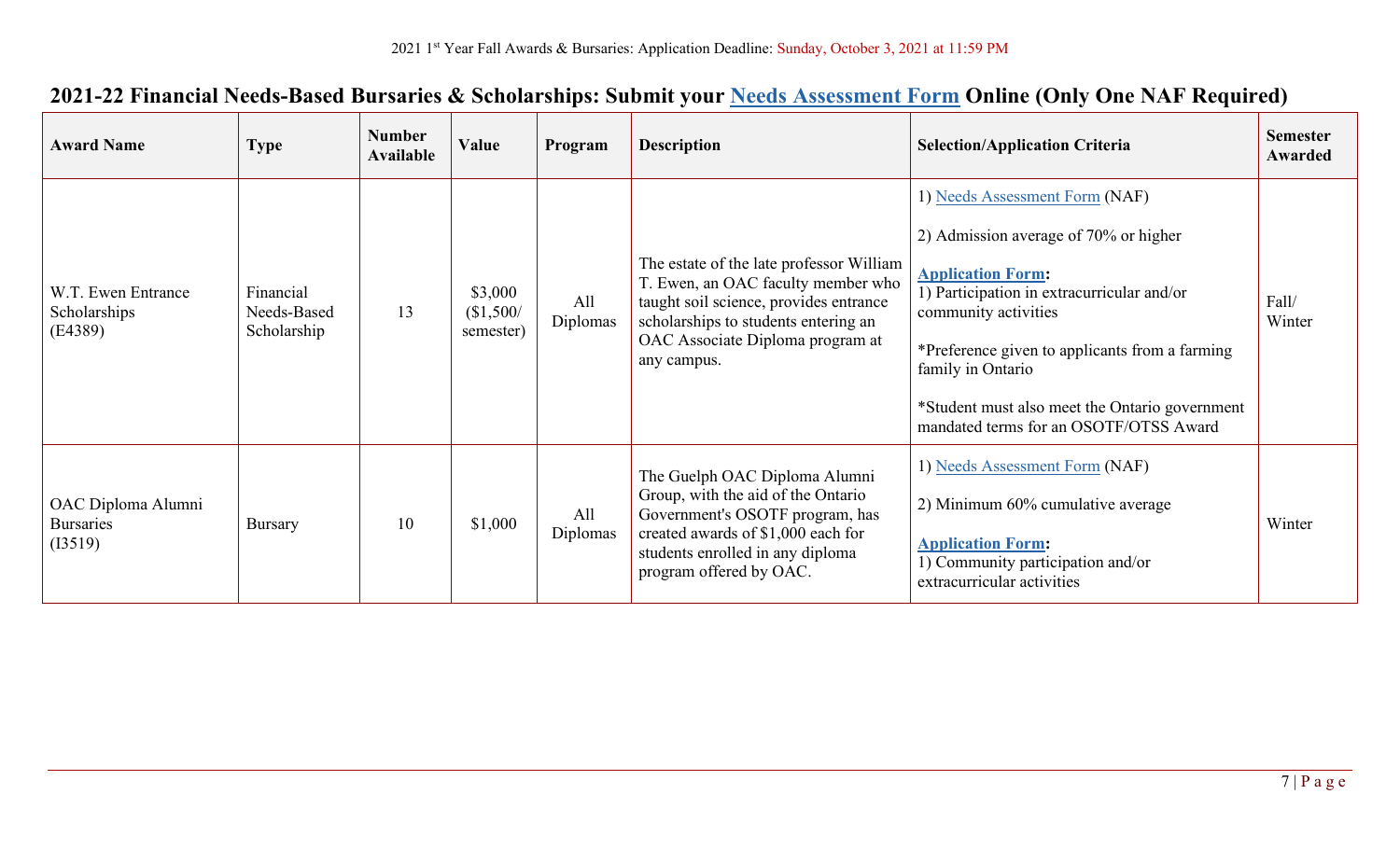## 2021-22 Financial Needs-Based Bursaries & Scholarships: Submit your Needs Assessment Form Online (Only One NAF Required)

| Award Name | Type | Number Available | Value | Program | Description | Selection/Application Criteria | Semester Awarded |
|---|---|---|---|---|---|---|---|
| W.T. Ewen Entrance Scholarships (E4389) | Financial Needs-Based Scholarship | 13 | $3,000 ($1,500/ semester) | All Diplomas | The estate of the late professor William T. Ewen, an OAC faculty member who taught soil science, provides entrance scholarships to students entering an OAC Associate Diploma program at any campus. | 1) Needs Assessment Form (NAF)<br><br>2) Admission average of 70% or higher<br><br>**Application Form:**<br>1) Participation in extracurricular and/or community activities<br><br>*Preference given to applicants from a farming family in Ontario<br><br>*Student must also meet the Ontario government mandated terms for an OSOTF/OTSS Award | Fall/ Winter |
| OAC Diploma Alumni Bursaries (I3519) | Bursary | 10 | $1,000 | All Diplomas | The Guelph OAC Diploma Alumni Group, with the aid of the Ontario Government's OSOTF program, has created awards of $1,000 each for students enrolled in any diploma program offered by OAC. | 1) Needs Assessment Form (NAF)<br><br>2) Minimum 60% cumulative average<br><br>**Application Form:**<br>1) Community participation and/or extracurricular activities | Winter |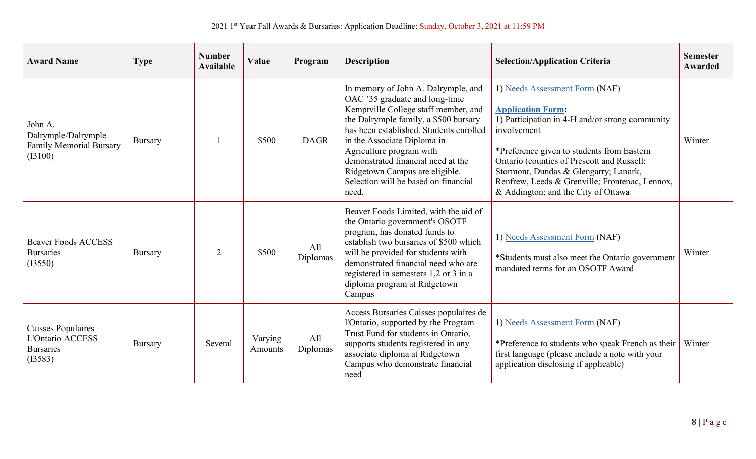2021 1st Year Fall Awards & Bursaries: Application Deadline: Sunday, October 3, 2021 at 11:59 PM

| Award Name | Type | Number Available | Value | Program | Description | Selection/Application Criteria | Semester Awarded |
|---|---|---|---|---|---|---|---|
| John A. Dalrymple/Dalrymple Family Memorial Bursary (I3100) | Bursary | 1 | $500 | DAGR | In memory of John A. Dalrymple, and OAC '35 graduate and long-time Kemptville College staff member, and the Dalrymple family, a $500 bursary has been established. Students enrolled in the Associate Diploma in Agriculture program with demonstrated financial need at the Ridgetown Campus are eligible. Selection will be based on financial need. | 1) Needs Assessment Form (NAF)<br><br>**Application Form:**<br>1) Participation in 4-H and/or strong community involvement<br><br>*Preference given to students from Eastern Ontario (counties of Prescott and Russell; Stormont, Dundas & Glengarry; Lanark, Renfrew, Leeds & Grenville; Frontenac, Lennox, & Addington; and the City of Ottawa | Winter |
| Beaver Foods ACCESS Bursaries (I3550) | Bursary | 2 | $500 | All Diplomas | Beaver Foods Limited, with the aid of the Ontario government's OSOTF program, has donated funds to establish two bursaries of $500 which will be provided for students with demonstrated financial need who are registered in semesters 1,2 or 3 in a diploma program at Ridgetown Campus | 1) Needs Assessment Form (NAF)<br><br>*Students must also meet the Ontario government mandated terms for an OSOTF Award | Winter |
| Caisses Populaires L'Ontario ACCESS Bursaries (I3583) | Bursary | Several | Varying Amounts | All Diplomas | Access Bursaries Caisses populaires de l'Ontario, supported by the Program Trust Fund for students in Ontario, supports students registered in any associate diploma at Ridgetown Campus who demonstrate financial need | 1) Needs Assessment Form (NAF)<br><br>*Preference to students who speak French as their first language (please include a note with your application disclosing if applicable) | Winter |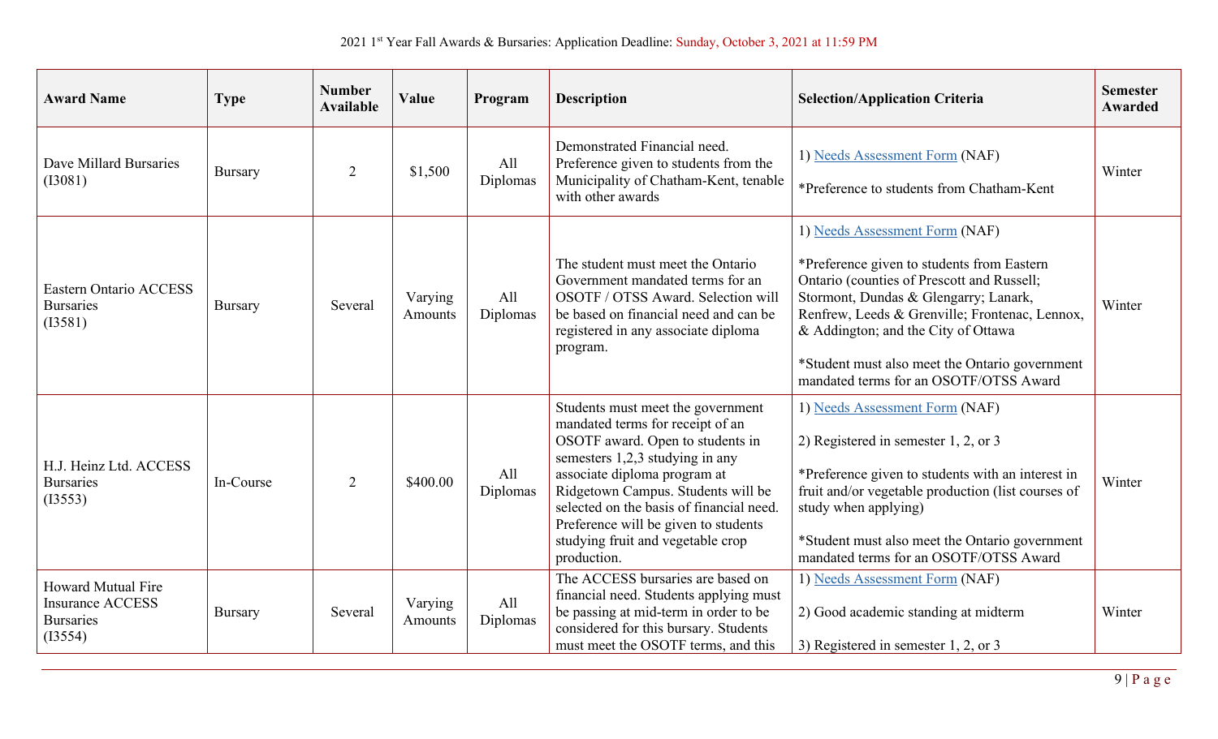2021 1st Year Fall Awards & Bursaries: Application Deadline: Sunday, October 3, 2021 at 11:59 PM

| Award Name | Type | Number Available | Value | Program | Description | Selection/Application Criteria | Semester Awarded |
|---|---|---|---|---|---|---|---|
| Dave Millard Bursaries (I3081) | Bursary | 2 | $1,500 | All Diplomas | Demonstrated Financial need. Preference given to students from the Municipality of Chatham-Kent, tenable with other awards | 1) Needs Assessment Form (NAF)<br><br>*Preference to students from Chatham-Kent | Winter |
| Eastern Ontario ACCESS Bursaries (I3581) | Bursary | Several | Varying Amounts | All Diplomas | The student must meet the Ontario Government mandated terms for an OSOTF / OTSS Award. Selection will be based on financial need and can be registered in any associate diploma program. | 1) Needs Assessment Form (NAF)<br><br>*Preference given to students from Eastern Ontario (counties of Prescott and Russell; Stormont, Dundas & Glengarry; Lanark, Renfrew, Leeds & Grenville; Frontenac, Lennox, & Addington; and the City of Ottawa<br><br>*Student must also meet the Ontario government mandated terms for an OSOTF/OTSS Award | Winter |
| H.J. Heinz Ltd. ACCESS Bursaries (I3553) | In-Course | 2 | $400.00 | All Diplomas | Students must meet the government mandated terms for receipt of an OSOTF award. Open to students in semesters 1,2,3 studying in any associate diploma program at Ridgetown Campus. Students will be selected on the basis of financial need. Preference will be given to students studying fruit and vegetable crop production. | 1) Needs Assessment Form (NAF)<br><br>2) Registered in semester 1, 2, or 3<br><br>*Preference given to students with an interest in fruit and/or vegetable production (list courses of study when applying)<br><br>*Student must also meet the Ontario government mandated terms for an OSOTF/OTSS Award | Winter |
| Howard Mutual Fire Insurance ACCESS Bursaries (I3554) | Bursary | Several | Varying Amounts | All Diplomas | The ACCESS bursaries are based on financial need. Students applying must be passing at mid-term in order to be considered for this bursary. Students must meet the OSOTF terms, and this | 1) Needs Assessment Form (NAF)<br><br>2) Good academic standing at midterm<br><br>3) Registered in semester 1, 2, or 3 | Winter |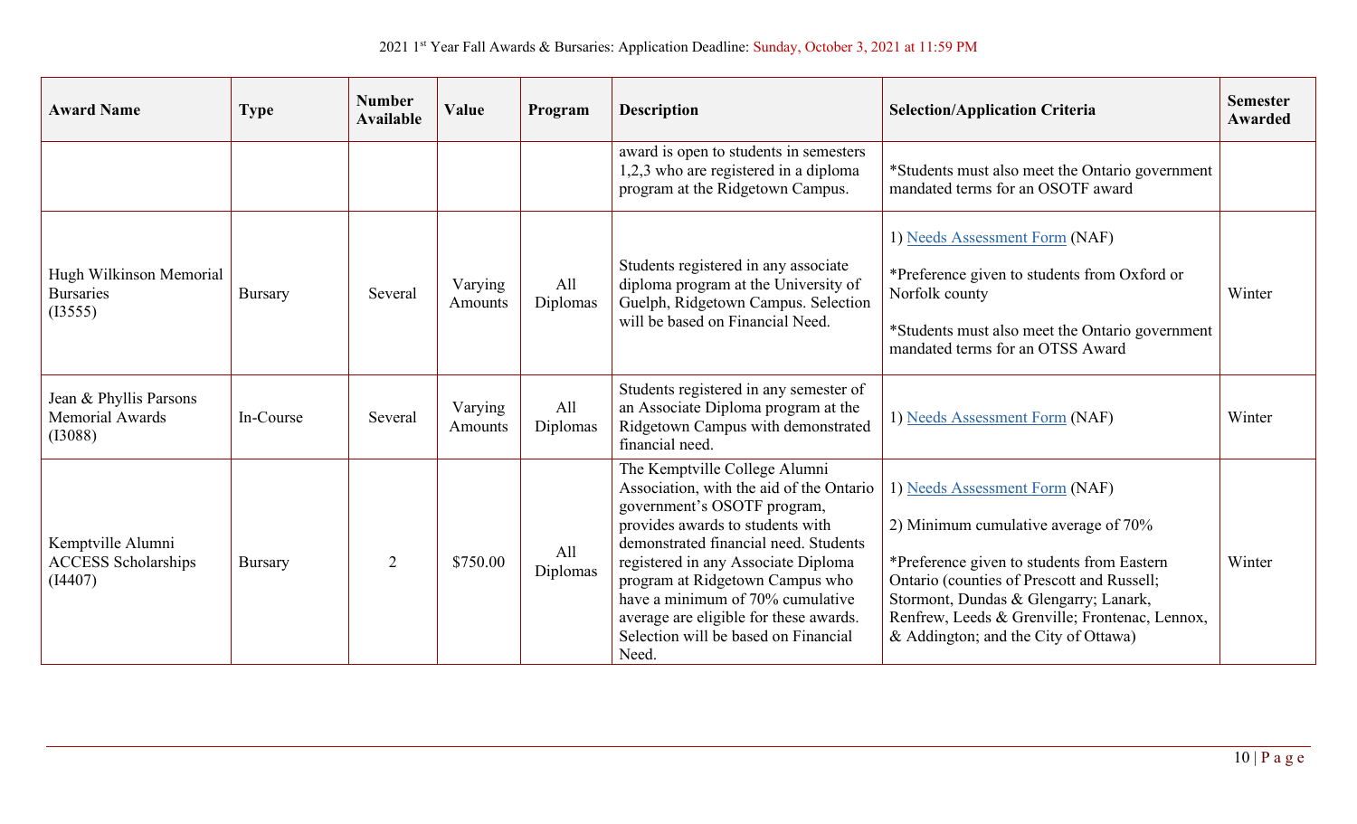2021 1st Year Fall Awards & Bursaries: Application Deadline: Sunday, October 3, 2021 at 11:59 PM

| Award Name | Type | Number Available | Value | Program | Description | Selection/Application Criteria | Semester Awarded |
|---|---|---|---|---|---|---|---|
| | | | | | award is open to students in semesters 1,2,3 who are registered in a diploma program at the Ridgetown Campus. | *Students must also meet the Ontario government mandated terms for an OSOTF award | |
| Hugh Wilkinson Memorial Bursaries (I3555) | Bursary | Several | Varying Amounts | All Diplomas | Students registered in any associate diploma program at the University of Guelph, Ridgetown Campus. Selection will be based on Financial Need. | 1) Needs Assessment Form (NAF)<br><br>*Preference given to students from Oxford or Norfolk county<br><br>*Students must also meet the Ontario government mandated terms for an OTSS Award | Winter |
| Jean & Phyllis Parsons Memorial Awards (I3088) | In-Course | Several | Varying Amounts | All Diplomas | Students registered in any semester of an Associate Diploma program at the Ridgetown Campus with demonstrated financial need. | 1) Needs Assessment Form (NAF) | Winter |
| Kemptville Alumni ACCESS Scholarships (I4407) | Bursary | 2 | $750.00 | All Diplomas | The Kemptville College Alumni Association, with the aid of the Ontario government's OSOTF program, provides awards to students with demonstrated financial need. Students registered in any Associate Diploma program at Ridgetown Campus who have a minimum of 70% cumulative average are eligible for these awards. Selection will be based on Financial Need. | 1) Needs Assessment Form (NAF)<br><br>2) Minimum cumulative average of 70%<br><br>*Preference given to students from Eastern Ontario (counties of Prescott and Russell; Stormont, Dundas & Glengarry; Lanark, Renfrew, Leeds & Grenville; Frontenac, Lennox, & Addington; and the City of Ottawa) | Winter |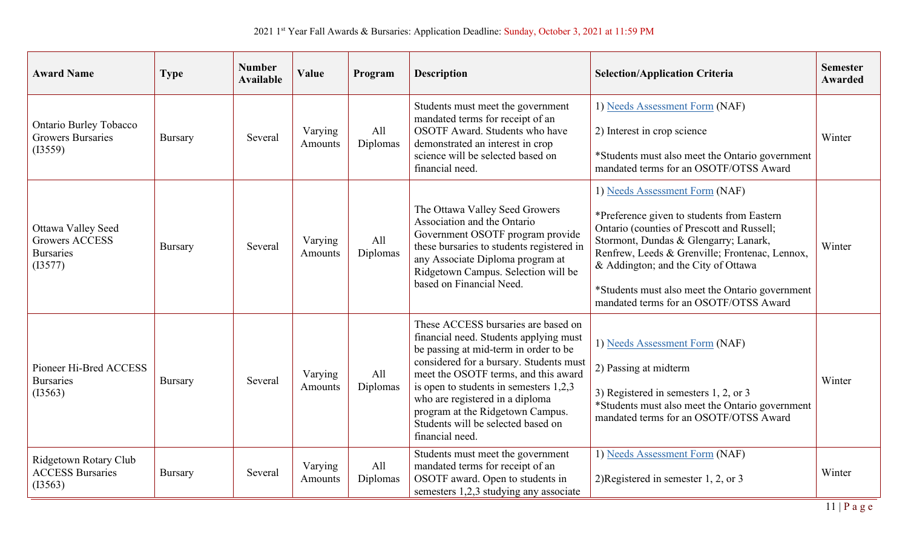2021 1st Year Fall Awards & Bursaries: Application Deadline: Sunday, October 3, 2021 at 11:59 PM

| Award Name | Type | Number Available | Value | Program | Description | Selection/Application Criteria | Semester Awarded |
|---|---|---|---|---|---|---|---|
| Ontario Burley Tobacco Growers Bursaries (I3559) | Bursary | Several | Varying Amounts | All Diplomas | Students must meet the government mandated terms for receipt of an OSOTF Award. Students who have demonstrated an interest in crop science will be selected based on financial need. | 1) Needs Assessment Form (NAF)<br><br>2) Interest in crop science<br><br>*Students must also meet the Ontario government mandated terms for an OSOTF/OTSS Award | Winter |
| Ottawa Valley Seed Growers ACCESS Bursaries (I3577) | Bursary | Several | Varying Amounts | All Diplomas | The Ottawa Valley Seed Growers Association and the Ontario Government OSOTF program provide these bursaries to students registered in any Associate Diploma program at Ridgetown Campus. Selection will be based on Financial Need. | 1) Needs Assessment Form (NAF)<br><br>*Preference given to students from Eastern Ontario (counties of Prescott and Russell; Stormont, Dundas & Glengarry; Lanark, Renfrew, Leeds & Grenville; Frontenac, Lennox, & Addington; and the City of Ottawa<br><br>*Students must also meet the Ontario government mandated terms for an OSOTF/OTSS Award | Winter |
| Pioneer Hi-Bred ACCESS Bursaries (I3563) | Bursary | Several | Varying Amounts | All Diplomas | These ACCESS bursaries are based on financial need. Students applying must be passing at mid-term in order to be considered for a bursary. Students must meet the OSOTF terms, and this award is open to students in semesters 1,2,3 who are registered in a diploma program at the Ridgetown Campus. Students will be selected based on financial need. | 1) Needs Assessment Form (NAF)<br><br>2) Passing at midterm<br><br>3) Registered in semesters 1, 2, or 3<br>*Students must also meet the Ontario government mandated terms for an OSOTF/OTSS Award | Winter |
| Ridgetown Rotary Club ACCESS Bursaries (I3563) | Bursary | Several | Varying Amounts | All Diplomas | Students must meet the government mandated terms for receipt of an OSOTF award. Open to students in semesters 1,2,3 studying any associate | 1) Needs Assessment Form (NAF)<br><br>2)Registered in semester 1, 2, or 3 | Winter |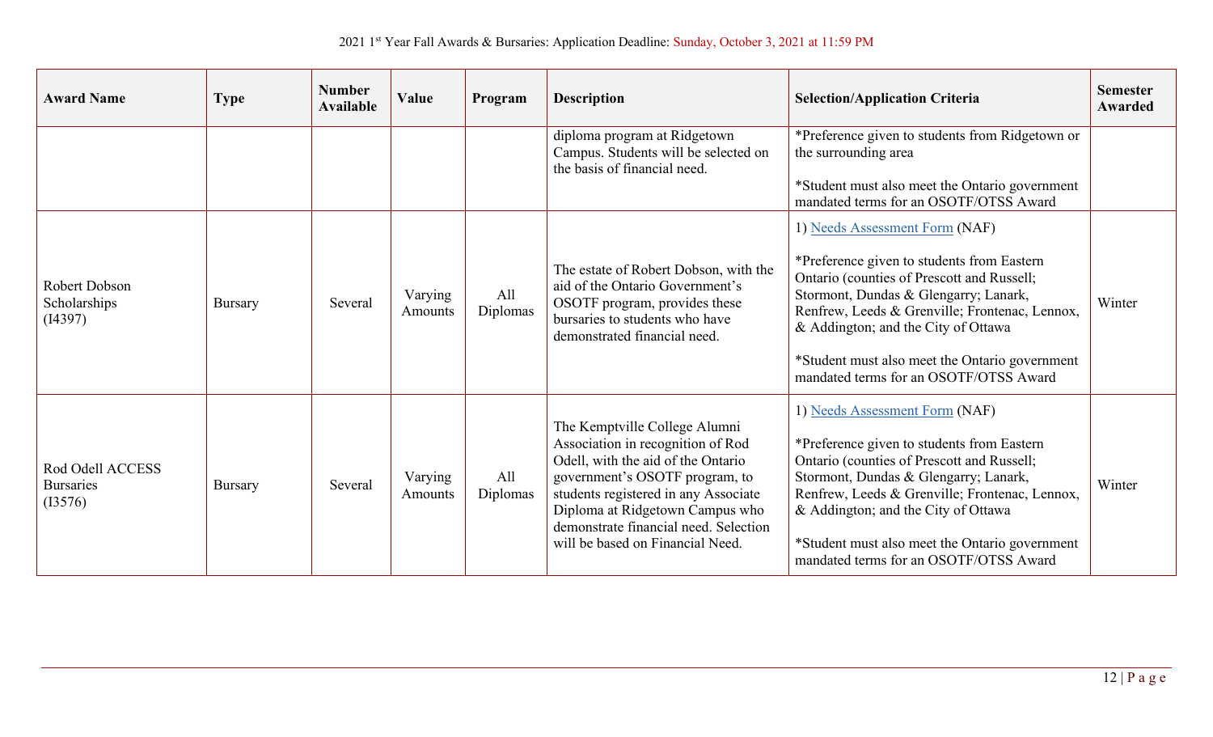2021 1st Year Fall Awards & Bursaries: Application Deadline: Sunday, October 3, 2021 at 11:59 PM

| Award Name | Type | Number Available | Value | Program | Description | Selection/Application Criteria | Semester Awarded |
|---|---|---|---|---|---|---|---|
| | | | | | diploma program at Ridgetown Campus. Students will be selected on the basis of financial need. | *Preference given to students from Ridgetown or the surrounding area<br><br>*Student must also meet the Ontario government mandated terms for an OSOTF/OTSS Award | |
| Robert Dobson Scholarships (I4397) | Bursary | Several | Varying Amounts | All Diplomas | The estate of Robert Dobson, with the aid of the Ontario Government's OSOTF program, provides these bursaries to students who have demonstrated financial need. | 1) Needs Assessment Form (NAF)<br><br>*Preference given to students from Eastern Ontario (counties of Prescott and Russell; Stormont, Dundas & Glengarry; Lanark, Renfrew, Leeds & Grenville; Frontenac, Lennox, & Addington; and the City of Ottawa<br><br>*Student must also meet the Ontario government mandated terms for an OSOTF/OTSS Award | Winter |
| Rod Odell ACCESS Bursaries (I3576) | Bursary | Several | Varying Amounts | All Diplomas | The Kemptville College Alumni Association in recognition of Rod Odell, with the aid of the Ontario government's OSOTF program, to students registered in any Associate Diploma at Ridgetown Campus who demonstrate financial need. Selection will be based on Financial Need. | 1) Needs Assessment Form (NAF)<br><br>*Preference given to students from Eastern Ontario (counties of Prescott and Russell; Stormont, Dundas & Glengarry; Lanark, Renfrew, Leeds & Grenville; Frontenac, Lennox, & Addington; and the City of Ottawa<br><br>*Student must also meet the Ontario government mandated terms for an OSOTF/OTSS Award | Winter |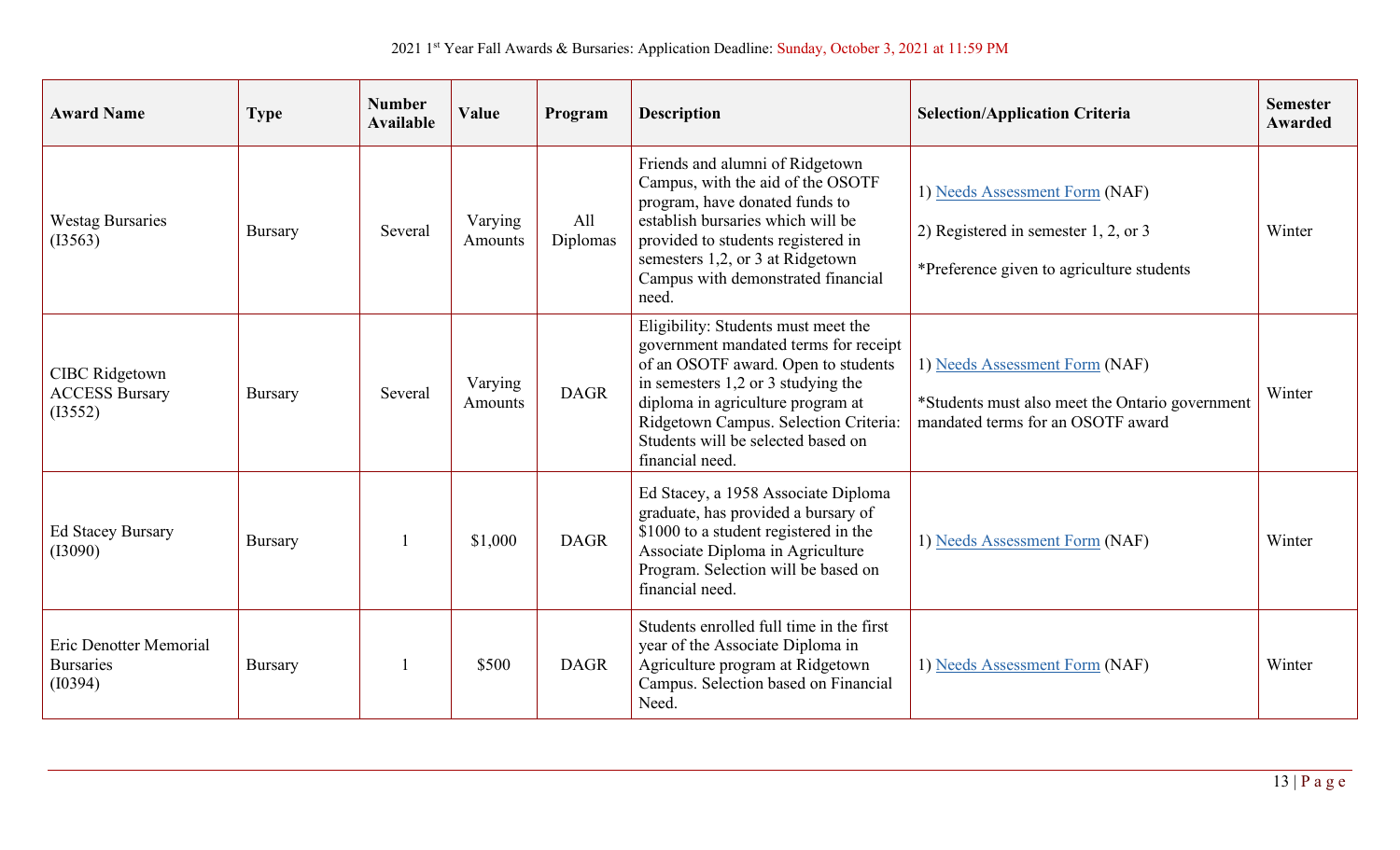2021 1st Year Fall Awards & Bursaries: Application Deadline: Sunday, October 3, 2021 at 11:59 PM

| Award Name | Type | Number Available | Value | Program | Description | Selection/Application Criteria | Semester Awarded |
|---|---|---|---|---|---|---|---|
| Westag Bursaries (I3563) | Bursary | Several | Varying Amounts | All Diplomas | Friends and alumni of Ridgetown Campus, with the aid of the OSOTF program, have donated funds to establish bursaries which will be provided to students registered in semesters 1,2, or 3 at Ridgetown Campus with demonstrated financial need. | 1) Needs Assessment Form (NAF)<br>2) Registered in semester 1, 2, or 3<br>*Preference given to agriculture students | Winter |
| CIBC Ridgetown ACCESS Bursary (I3552) | Bursary | Several | Varying Amounts | DAGR | Eligibility: Students must meet the government mandated terms for receipt of an OSOTF award. Open to students in semesters 1,2 or 3 studying the diploma in agriculture program at Ridgetown Campus. Selection Criteria: Students will be selected based on financial need. | 1) Needs Assessment Form (NAF)<br>*Students must also meet the Ontario government mandated terms for an OSOTF award | Winter |
| Ed Stacey Bursary (I3090) | Bursary | 1 | $1,000 | DAGR | Ed Stacey, a 1958 Associate Diploma graduate, has provided a bursary of $1000 to a student registered in the Associate Diploma in Agriculture Program. Selection will be based on financial need. | 1) Needs Assessment Form (NAF) | Winter |
| Eric Denotter Memorial Bursaries (I0394) | Bursary | 1 | $500 | DAGR | Students enrolled full time in the first year of the Associate Diploma in Agriculture program at Ridgetown Campus. Selection based on Financial Need. | 1) Needs Assessment Form (NAF) | Winter |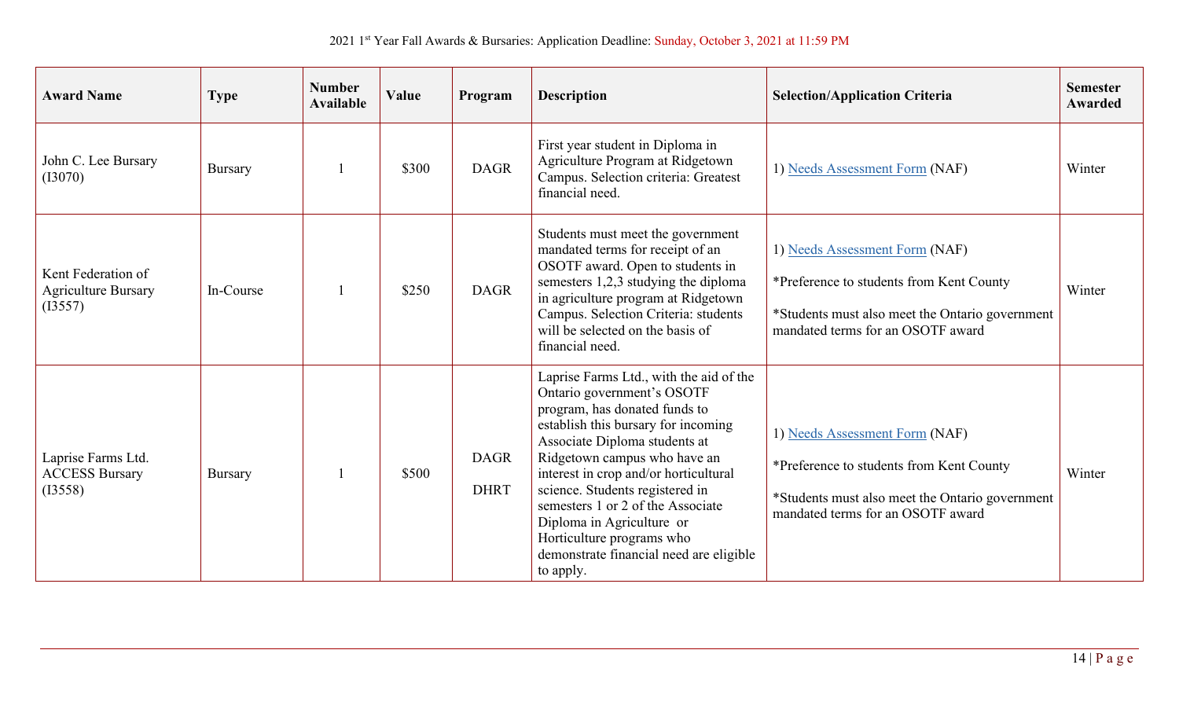2021 1st Year Fall Awards & Bursaries: Application Deadline: Sunday, October 3, 2021 at 11:59 PM

| Award Name | Type | Number Available | Value | Program | Description | Selection/Application Criteria | Semester Awarded |
|---|---|---|---|---|---|---|---|
| John C. Lee Bursary (I3070) | Bursary | 1 | $300 | DAGR | First year student in Diploma in Agriculture Program at Ridgetown Campus. Selection criteria: Greatest financial need. | 1) Needs Assessment Form (NAF) | Winter |
| Kent Federation of Agriculture Bursary (I3557) | In-Course | 1 | $250 | DAGR | Students must meet the government mandated terms for receipt of an OSOTF award. Open to students in semesters 1,2,3 studying the diploma in agriculture program at Ridgetown Campus. Selection Criteria: students will be selected on the basis of financial need. | 1) Needs Assessment Form (NAF)<br><br>*Preference to students from Kent County<br><br>*Students must also meet the Ontario government mandated terms for an OSOTF award | Winter |
| Laprise Farms Ltd. ACCESS Bursary (I3558) | Bursary | 1 | $500 | DAGR<br><br>DHRT | Laprise Farms Ltd., with the aid of the Ontario government's OSOTF program, has donated funds to establish this bursary for incoming Associate Diploma students at Ridgetown campus who have an interest in crop and/or horticultural science. Students registered in semesters 1 or 2 of the Associate Diploma in Agriculture or Horticulture programs who demonstrate financial need are eligible to apply. | 1) Needs Assessment Form (NAF)<br><br>*Preference to students from Kent County<br><br>*Students must also meet the Ontario government mandated terms for an OSOTF award | Winter |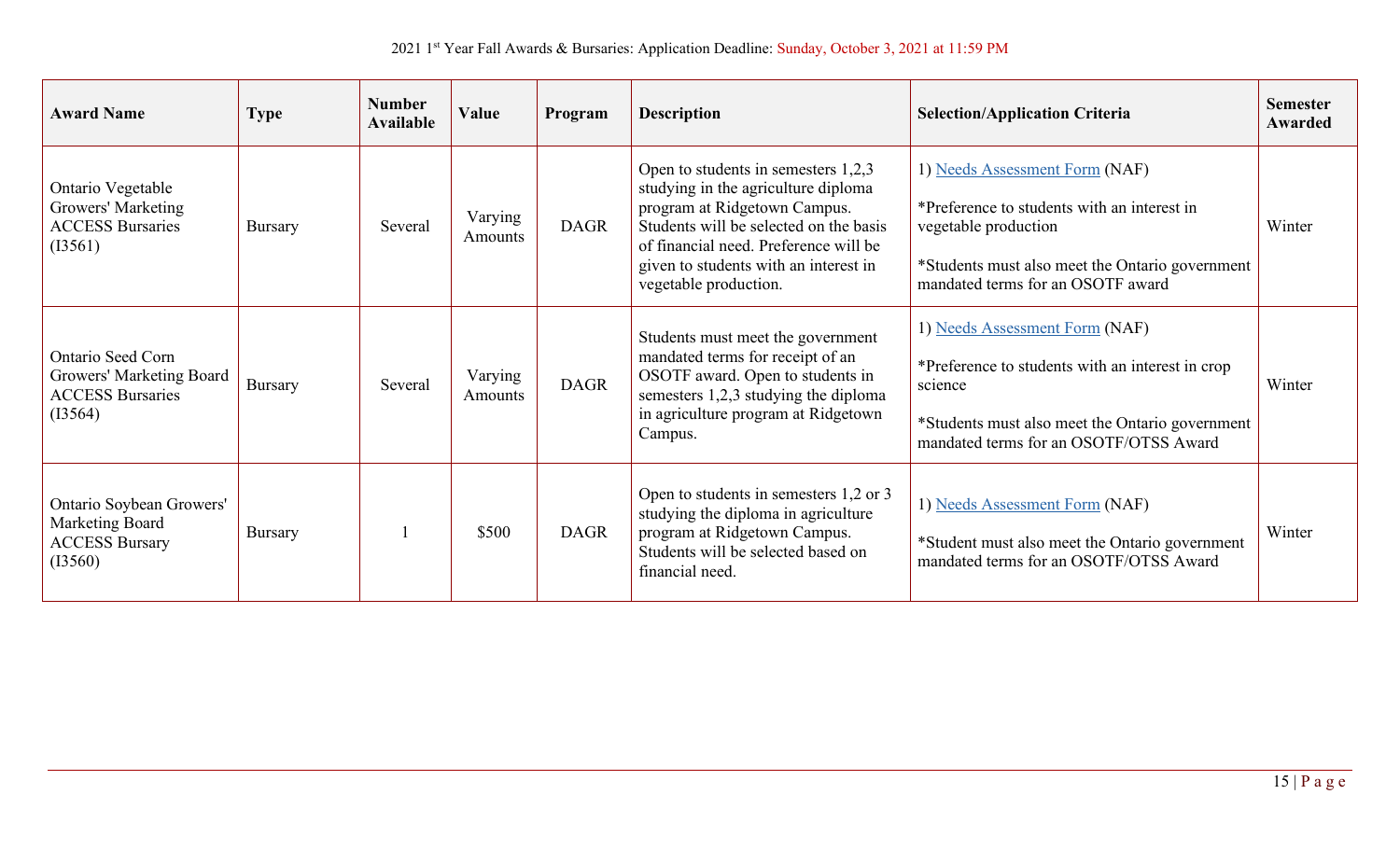2021 1st Year Fall Awards & Bursaries: Application Deadline: Sunday, October 3, 2021 at 11:59 PM

| Award Name | Type | Number Available | Value | Program | Description | Selection/Application Criteria | Semester Awarded |
|---|---|---|---|---|---|---|---|
| Ontario Vegetable Growers' Marketing ACCESS Bursaries (I3561) | Bursary | Several | Varying Amounts | DAGR | Open to students in semesters 1,2,3 studying in the agriculture diploma program at Ridgetown Campus. Students will be selected on the basis of financial need. Preference will be given to students with an interest in vegetable production. | 1) Needs Assessment Form (NAF)<br><br>*Preference to students with an interest in vegetable production<br><br>*Students must also meet the Ontario government mandated terms for an OSOTF award | Winter |
| Ontario Seed Corn Growers' Marketing Board ACCESS Bursaries (I3564) | Bursary | Several | Varying Amounts | DAGR | Students must meet the government mandated terms for receipt of an OSOTF award. Open to students in semesters 1,2,3 studying the diploma in agriculture program at Ridgetown Campus. | 1) Needs Assessment Form (NAF)<br><br>*Preference to students with an interest in crop science<br><br>*Students must also meet the Ontario government mandated terms for an OSOTF/OTSS Award | Winter |
| Ontario Soybean Growers' Marketing Board ACCESS Bursary (I3560) | Bursary | 1 | $500 | DAGR | Open to students in semesters 1,2 or 3 studying the diploma in agriculture program at Ridgetown Campus. Students will be selected based on financial need. | 1) Needs Assessment Form (NAF)<br><br>*Student must also meet the Ontario government mandated terms for an OSOTF/OTSS Award | Winter |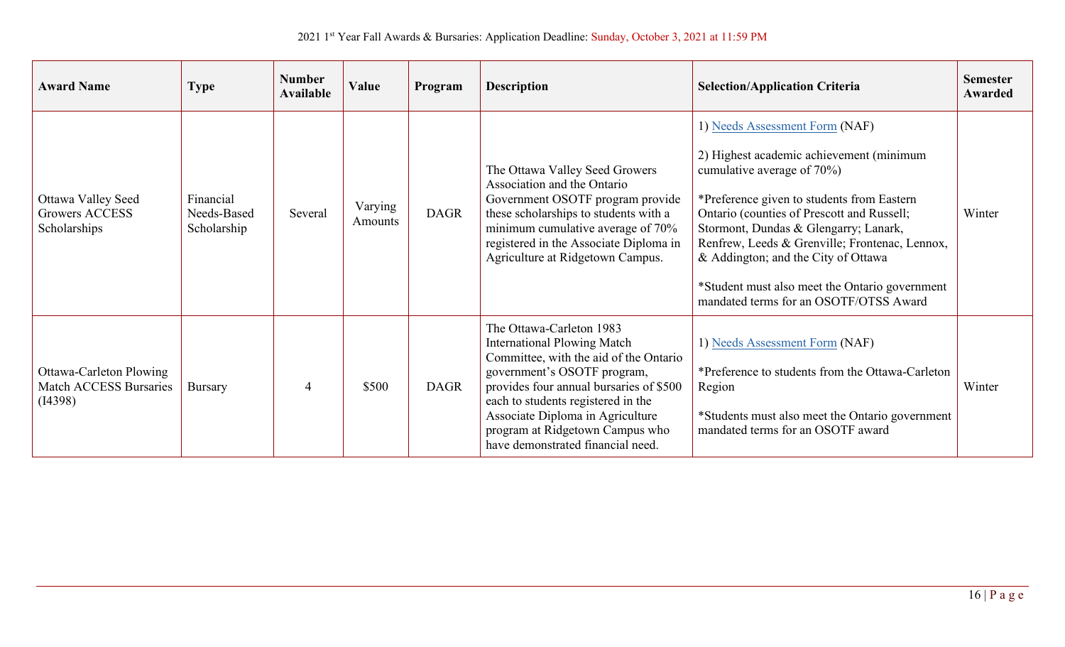2021 1st Year Fall Awards & Bursaries: Application Deadline: Sunday, October 3, 2021 at 11:59 PM

| Award Name | Type | Number Available | Value | Program | Description | Selection/Application Criteria | Semester Awarded |
|---|---|---|---|---|---|---|---|
| Ottawa Valley Seed Growers ACCESS Scholarships | Financial Needs-Based Scholarship | Several | Varying Amounts | DAGR | The Ottawa Valley Seed Growers Association and the Ontario Government OSOTF program provide these scholarships to students with a minimum cumulative average of 70% registered in the Associate Diploma in Agriculture at Ridgetown Campus. | 1) Needs Assessment Form (NAF)<br><br>2) Highest academic achievement (minimum cumulative average of 70%)<br><br>*Preference given to students from Eastern Ontario (counties of Prescott and Russell; Stormont, Dundas & Glengarry; Lanark, Renfrew, Leeds & Grenville; Frontenac, Lennox, & Addington; and the City of Ottawa<br><br>*Student must also meet the Ontario government mandated terms for an OSOTF/OTSS Award | Winter |
| Ottawa-Carleton Plowing Match ACCESS Bursaries (I4398) | Bursary | 4 | $500 | DAGR | The Ottawa-Carleton 1983 International Plowing Match Committee, with the aid of the Ontario government's OSOTF program, provides four annual bursaries of $500 each to students registered in the Associate Diploma in Agriculture program at Ridgetown Campus who have demonstrated financial need. | 1) Needs Assessment Form (NAF)<br><br>*Preference to students from the Ottawa-Carleton Region<br><br>*Students must also meet the Ontario government mandated terms for an OSOTF award | Winter |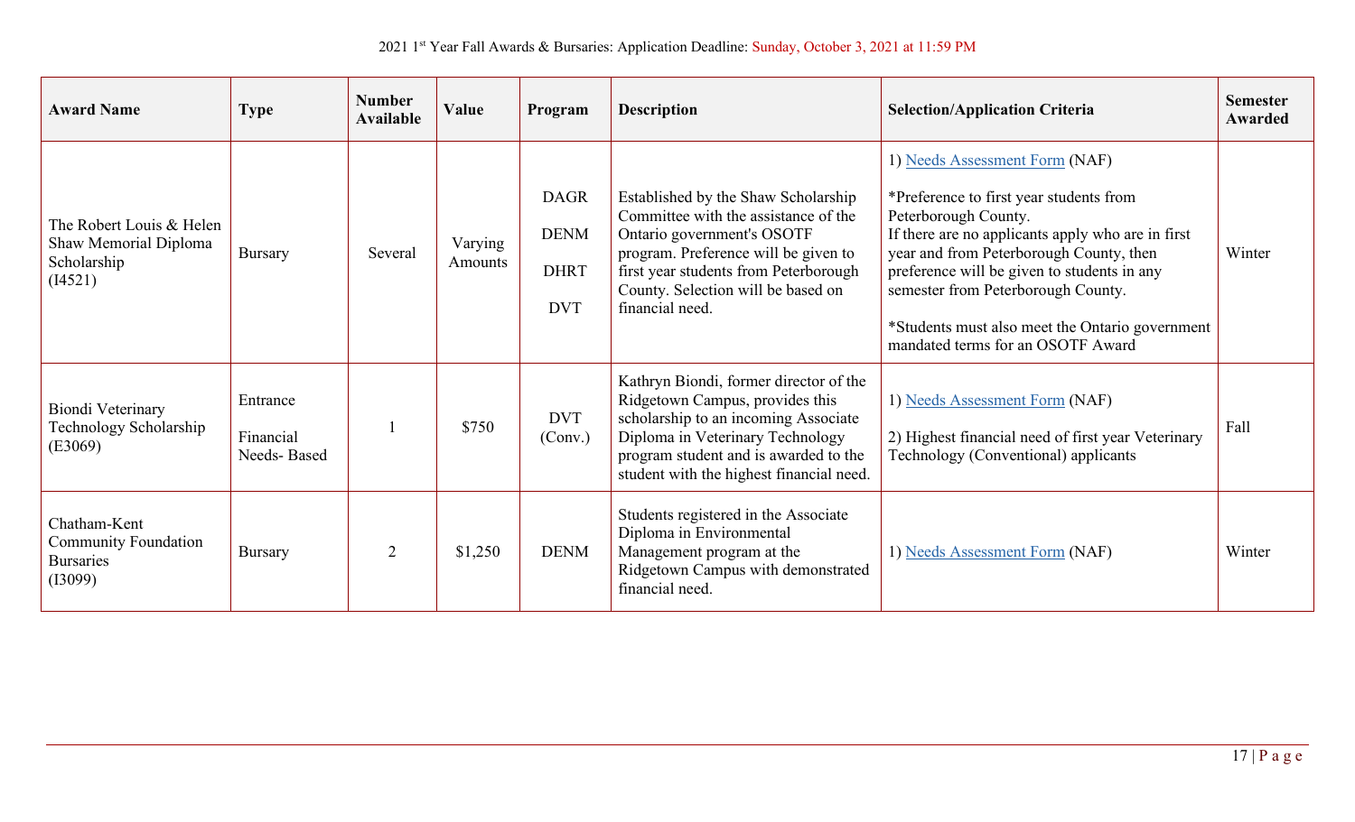2021 1st Year Fall Awards & Bursaries: Application Deadline: Sunday, October 3, 2021 at 11:59 PM

| Award Name | Type | Number Available | Value | Program | Description | Selection/Application Criteria | Semester Awarded |
|---|---|---|---|---|---|---|---|
| The Robert Louis & Helen Shaw Memorial Diploma Scholarship (I4521) | Bursary | Several | Varying Amounts | DAGR<br>DENM<br>DHRT<br>DVT | Established by the Shaw Scholarship Committee with the assistance of the Ontario government's OSOTF program. Preference will be given to first year students from Peterborough County. Selection will be based on financial need. | 1) Needs Assessment Form (NAF)<br><br>*Preference to first year students from Peterborough County.<br>If there are no applicants apply who are in first year and from Peterborough County, then preference will be given to students in any semester from Peterborough County.<br><br>*Students must also meet the Ontario government mandated terms for an OSOTF Award | Winter |
| Biondi Veterinary Technology Scholarship (E3069) | Entrance<br><br>Financial Needs- Based | 1 | $750 | DVT (Conv.) | Kathryn Biondi, former director of the Ridgetown Campus, provides this scholarship to an incoming Associate Diploma in Veterinary Technology program student and is awarded to the student with the highest financial need. | 1) Needs Assessment Form (NAF)<br><br>2) Highest financial need of first year Veterinary Technology (Conventional) applicants | Fall |
| Chatham-Kent Community Foundation Bursaries (I3099) | Bursary | 2 | $1,250 | DENM | Students registered in the Associate Diploma in Environmental Management program at the Ridgetown Campus with demonstrated financial need. | 1) Needs Assessment Form (NAF) | Winter |